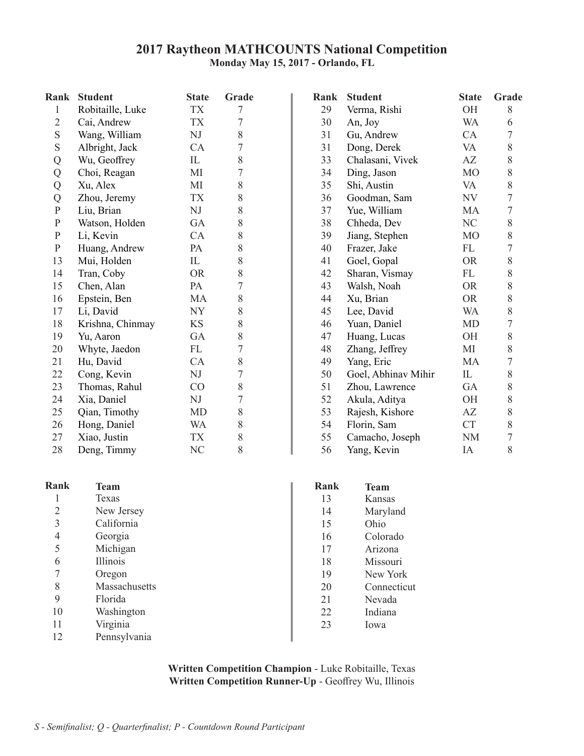# 2017 Raytheon MATHCOUNTS National Competition

**Monday May 15, 2017 - Orlando, FL**

| Rank | Student | State | Grade |
|---|---|---|---|
| 1 | Robitaille, Luke | TX | 7 |
| 2 | Cai, Andrew | TX | 7 |
| S | Wang, William | NJ | 8 |
| S | Albright, Jack | CA | 7 |
| Q | Wu, Geoffrey | IL | 8 |
| Q | Choi, Reagan | MI | 7 |
| Q | Xu, Alex | MI | 8 |
| Q | Zhou, Jeremy | TX | 8 |
| P | Liu, Brian | NJ | 8 |
| P | Watson, Holden | GA | 8 |
| P | Li, Kevin | CA | 8 |
| P | Huang, Andrew | PA | 8 |
| 13 | Mui, Holden | IL | 8 |
| 14 | Tran, Coby | OR | 8 |
| 15 | Chen, Alan | PA | 7 |
| 16 | Epstein, Ben | MA | 8 |
| 17 | Li, David | NY | 8 |
| 18 | Krishna, Chinmay | KS | 8 |
| 19 | Yu, Aaron | GA | 8 |
| 20 | Whyte, Jaedon | FL | 7 |
| 21 | Hu, David | CA | 8 |
| 22 | Cong, Kevin | NJ | 7 |
| 23 | Thomas, Rahul | CO | 8 |
| 24 | Xia, Daniel | NJ | 7 |
| 25 | Qian, Timothy | MD | 8 |
| 26 | Hong, Daniel | WA | 8 |
| 27 | Xiao, Justin | TX | 8 |
| 28 | Deng, Timmy | NC | 8 |
| 29 | Verma, Rishi | OH | 8 |
| 30 | An, Joy | WA | 6 |
| 31 | Gu, Andrew | CA | 7 |
| 31 | Dong, Derek | VA | 8 |
| 33 | Chalasani, Vivek | AZ | 8 |
| 34 | Ding, Jason | MO | 8 |
| 35 | Shi, Austin | VA | 8 |
| 36 | Goodman, Sam | NV | 7 |
| 37 | Yue, William | MA | 7 |
| 38 | Chheda, Dev | NC | 8 |
| 39 | Jiang, Stephen | MO | 8 |
| 40 | Frazer, Jake | FL | 7 |
| 41 | Goel, Gopal | OR | 8 |
| 42 | Sharan, Vismay | FL | 8 |
| 43 | Walsh, Noah | OR | 8 |
| 44 | Xu, Brian | OR | 8 |
| 45 | Lee, David | WA | 8 |
| 46 | Yuan, Daniel | MD | 7 |
| 47 | Huang, Lucas | OH | 8 |
| 48 | Zhang, Jeffrey | MI | 8 |
| 49 | Yang, Eric | MA | 7 |
| 50 | Goel, Abhinav Mihir | IL | 8 |
| 51 | Zhou, Lawrence | GA | 8 |
| 52 | Akula, Aditya | OH | 8 |
| 53 | Rajesh, Kishore | AZ | 8 |
| 54 | Florin, Sam | CT | 8 |
| 55 | Camacho, Joseph | NM | 7 |
| 56 | Yang, Kevin | IA | 8 |

| Rank | Team |
|---|---|
| 1 | Texas |
| 2 | New Jersey |
| 3 | California |
| 4 | Georgia |
| 5 | Michigan |
| 6 | Illinois |
| 7 | Oregon |
| 8 | Massachusetts |
| 9 | Florida |
| 10 | Washington |
| 11 | Virginia |
| 12 | Pennsylvania |
| 13 | Kansas |
| 14 | Maryland |
| 15 | Ohio |
| 16 | Colorado |
| 17 | Arizona |
| 18 | Missouri |
| 19 | New York |
| 20 | Connecticut |
| 21 | Nevada |
| 22 | Indiana |
| 23 | Iowa |

**Written Competition Champion** - Luke Robitaille, Texas
**Written Competition Runner-Up** - Geoffrey Wu, Illinois

*S - Semifinalist; Q - Quarterfinalist; P - Countdown Round Participant*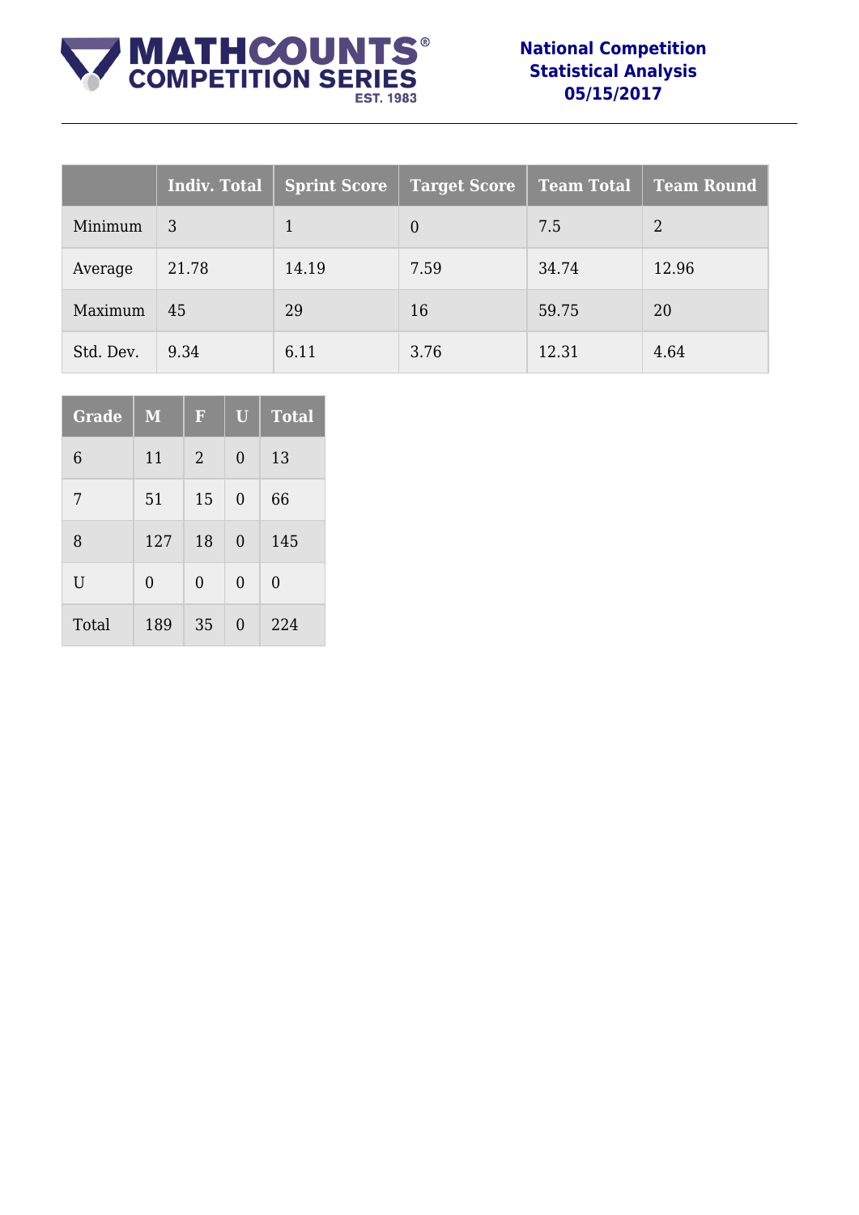# MATHCOUNTS® COMPETITION SERIES

**National Competition Statistical Analysis 05/15/2017**

| | Indiv. Total | Sprint Score | Target Score | Team Total | Team Round |
|---|---|---|---|---|---|
| Minimum | 3 | 1 | 0 | 7.5 | 2 |
| Average | 21.78 | 14.19 | 7.59 | 34.74 | 12.96 |
| Maximum | 45 | 29 | 16 | 59.75 | 20 |
| Std. Dev. | 9.34 | 6.11 | 3.76 | 12.31 | 4.64 |

| Grade | M | F | U | Total |
|---|---|---|---|---|
| 6 | 11 | 2 | 0 | 13 |
| 7 | 51 | 15 | 0 | 66 |
| 8 | 127 | 18 | 0 | 145 |
| U | 0 | 0 | 0 | 0 |
| Total | 189 | 35 | 0 | 224 |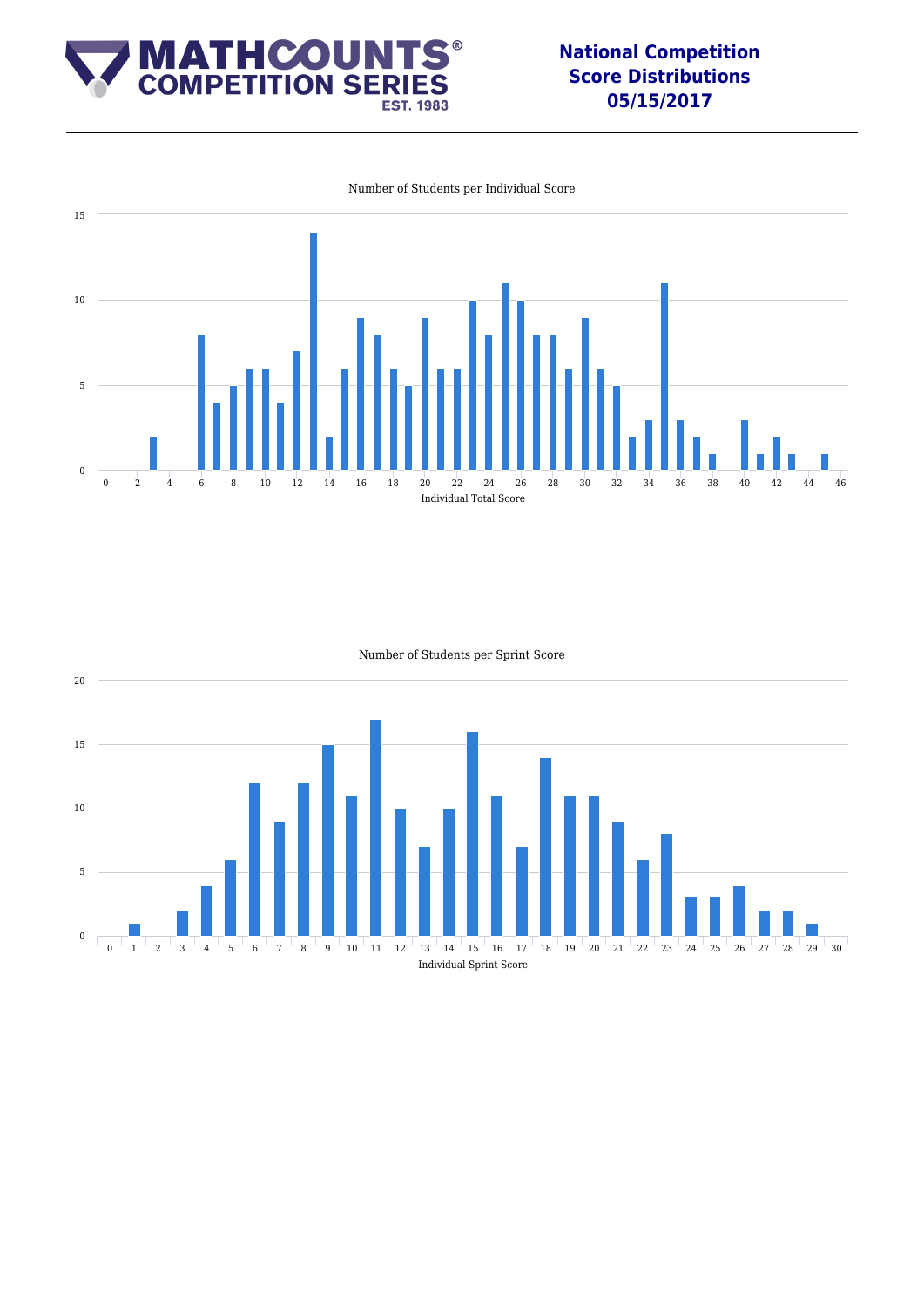# National Competition Score Distributions 05/15/2017

## Number of Students per Individual Score

| Individual Total Score | Number of Students |
|---|---|
| 3 | 2 |
| 6 | 8 |
| 7 | 4 |
| 8 | 5 |
| 9 | 6 |
| 10 | 6 |
| 11 | 4 |
| 12 | 7 |
| 13 | 14 |
| 14 | 2 |
| 15 | 6 |
| 16 | 9 |
| 17 | 8 |
| 18 | 6 |
| 19 | 5 |
| 20 | 9 |
| 21 | 6 |
| 22 | 6 |
| 23 | 10 |
| 24 | 8 |
| 25 | 11 |
| 26 | 10 |
| 27 | 8 |
| 28 | 8 |
| 29 | 6 |
| 30 | 9 |
| 31 | 6 |
| 32 | 5 |
| 33 | 2 |
| 34 | 3 |
| 35 | 11 |
| 36 | 3 |
| 37 | 2 |
| 38 | 1 |
| 40 | 3 |
| 41 | 1 |
| 42 | 2 |
| 43 | 1 |
| 45 | 1 |

## Number of Students per Sprint Score

| Individual Sprint Score | Number of Students |
|---|---|
| 1 | 1 |
| 3 | 2 |
| 4 | 4 |
| 5 | 6 |
| 6 | 12 |
| 7 | 9 |
| 8 | 12 |
| 9 | 15 |
| 10 | 11 |
| 11 | 17 |
| 12 | 10 |
| 13 | 7 |
| 14 | 10 |
| 15 | 16 |
| 16 | 11 |
| 17 | 7 |
| 18 | 14 |
| 19 | 11 |
| 20 | 11 |
| 21 | 9 |
| 22 | 6 |
| 23 | 8 |
| 24 | 3 |
| 25 | 3 |
| 26 | 4 |
| 27 | 2 |
| 28 | 2 |
| 29 | 1 |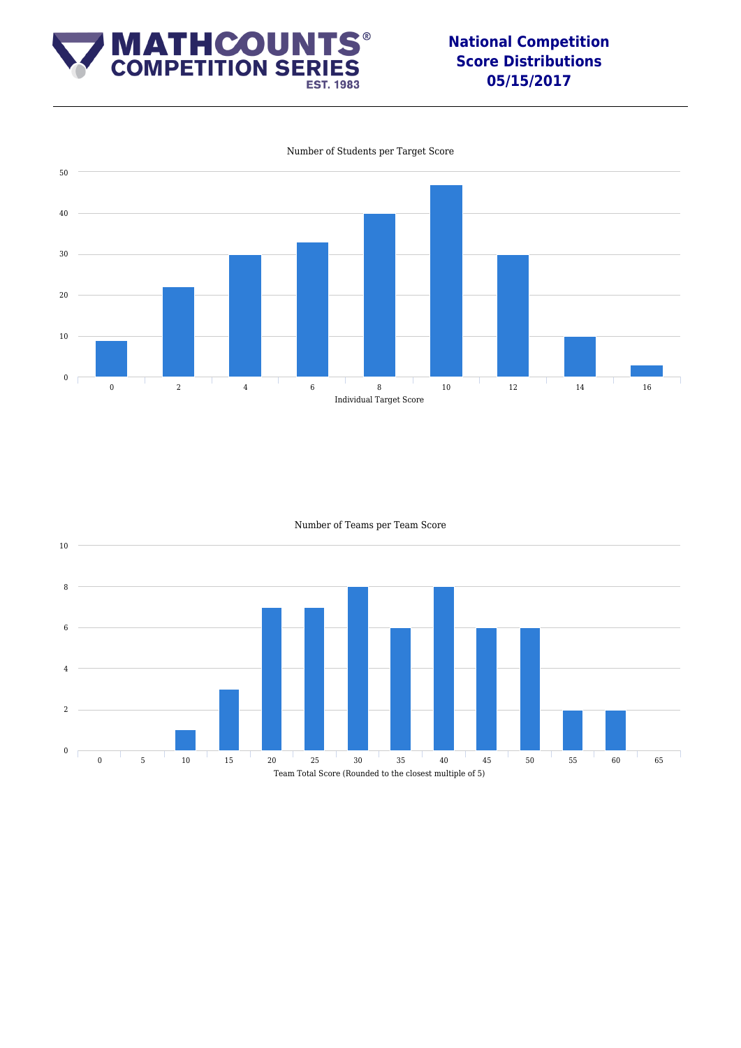# National Competition Score Distributions 05/15/2017

**Number of Students per Target Score**

| Individual Target Score | Number of Students |
|---|---|
| 0 | 9 |
| 2 | 22 |
| 4 | 30 |
| 6 | 33 |
| 8 | 40 |
| 10 | 47 |
| 12 | 30 |
| 14 | 10 |
| 16 | 3 |

**Number of Teams per Team Score**

| Team Total Score (Rounded to the closest multiple of 5) | Number of Teams |
|---|---|
| 0 | 0 |
| 5 | 0 |
| 10 | 1 |
| 15 | 3 |
| 20 | 7 |
| 25 | 7 |
| 30 | 8 |
| 35 | 6 |
| 40 | 8 |
| 45 | 6 |
| 50 | 6 |
| 55 | 2 |
| 60 | 2 |
| 65 | 0 |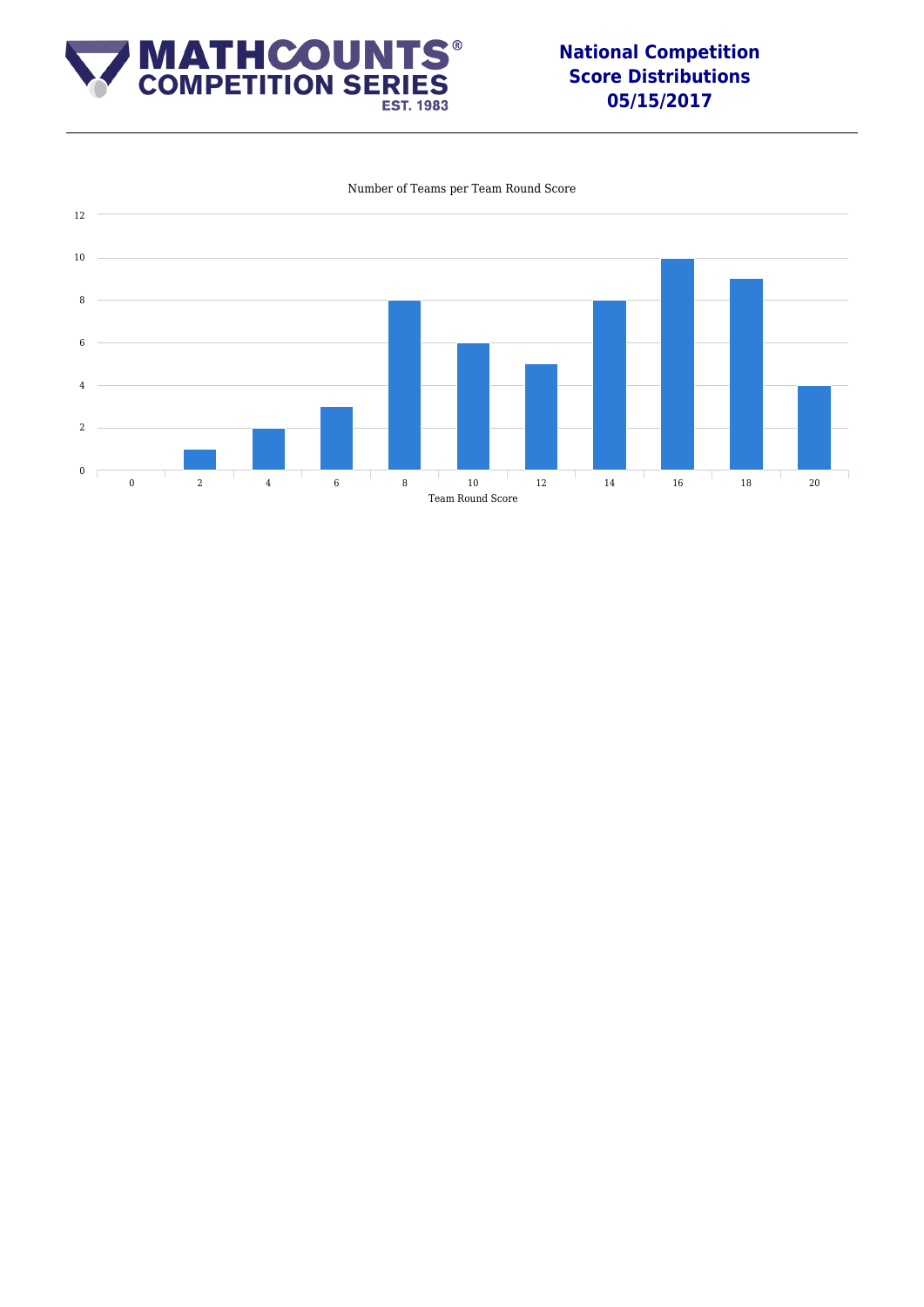# National Competition Score Distributions 05/15/2017

Number of Teams per Team Round Score

| Team Round Score | Number of Teams |
|---|---|
| 0 | 0 |
| 2 | 1 |
| 4 | 2 |
| 6 | 3 |
| 8 | 8 |
| 10 | 6 |
| 12 | 5 |
| 14 | 8 |
| 16 | 10 |
| 18 | 9 |
| 20 | 4 |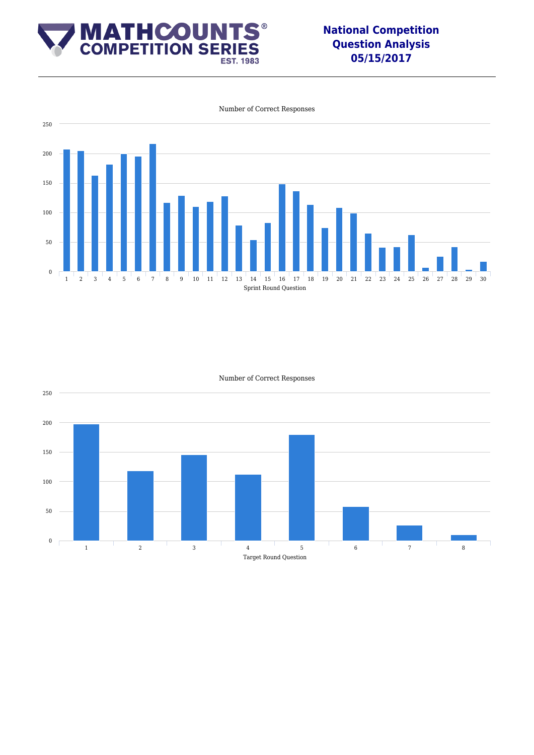# National Competition Question Analysis 05/15/2017

Number of Correct Responses

Sprint Round Question

Number of Correct Responses

Target Round Question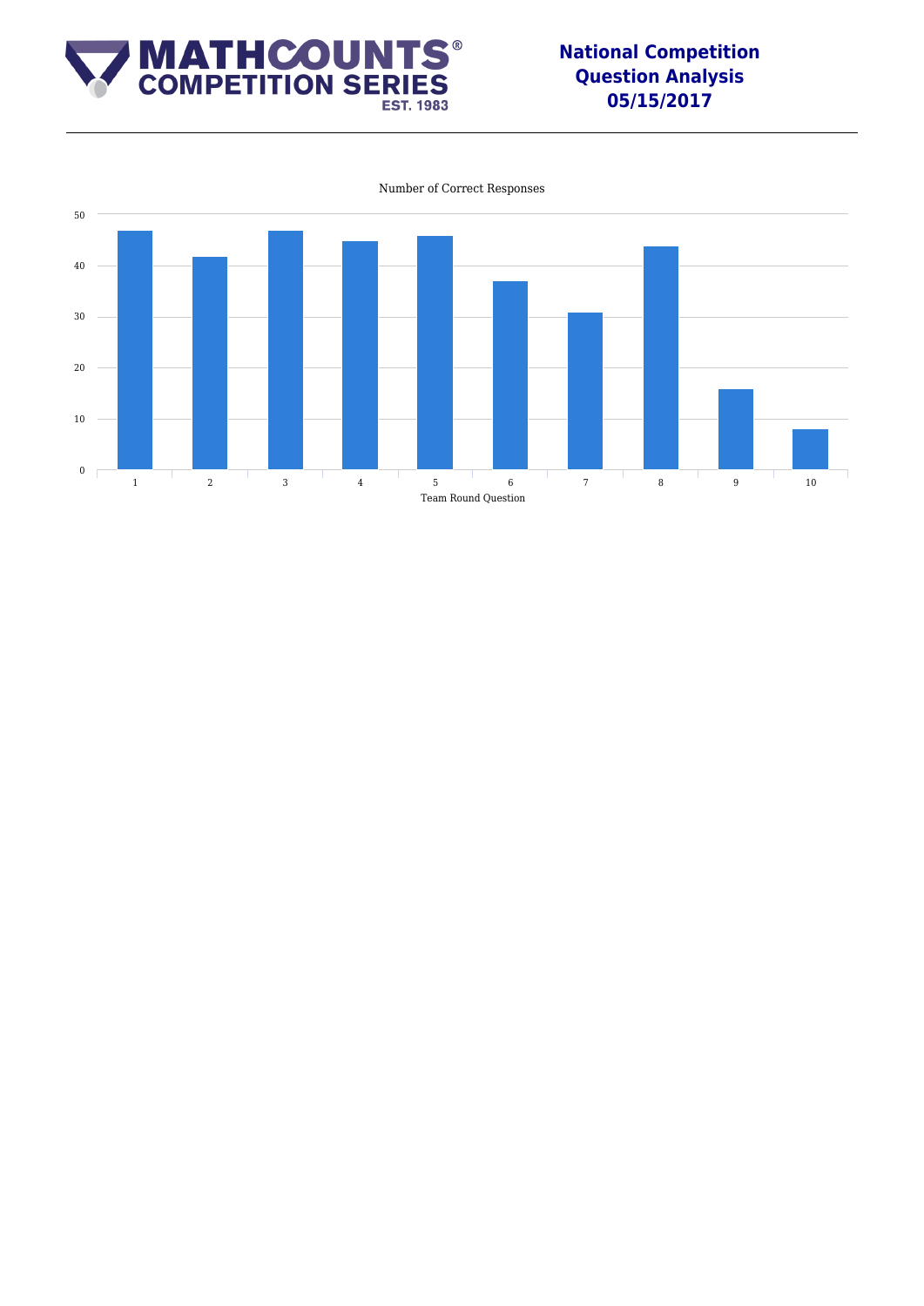Number of Correct Responses

50
40
30
20
10
0

1 2 3 4 5 6 7 8 9 10

Team Round Question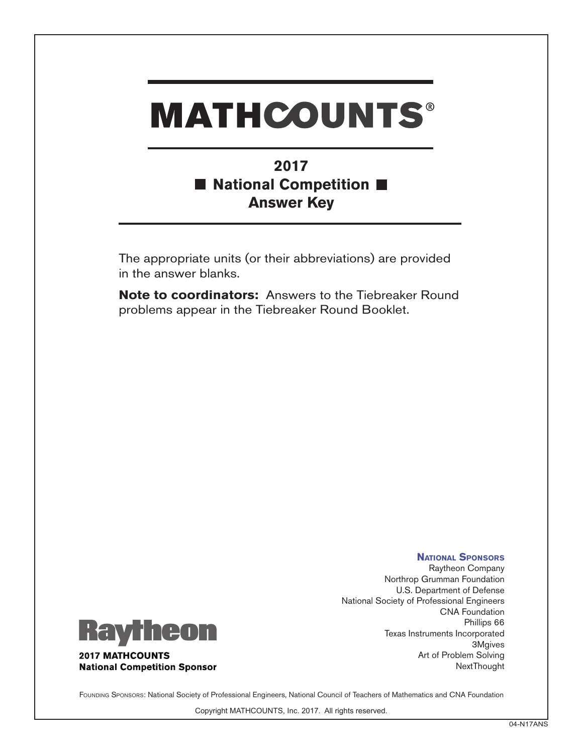# MATHCOUNTS®

## 2017
## ■ National Competition ■
## Answer Key

The appropriate units (or their abbreviations) are provided in the answer blanks.

**Note to coordinators:** Answers to the Tiebreaker Round problems appear in the Tiebreaker Round Booklet.

**National Sponsors**

Raytheon Company
Northrop Grumman Foundation
U.S. Department of Defense
National Society of Professional Engineers
CNA Foundation
Phillips 66
Texas Instruments Incorporated
3Mgives
Art of Problem Solving
NextThought

Raytheon

**2017 MATHCOUNTS**
**National Competition Sponsor**

Founding Sponsors: National Society of Professional Engineers, National Council of Teachers of Mathematics and CNA Foundation

Copyright MATHCOUNTS, Inc. 2017. All rights reserved.

04-N17ANS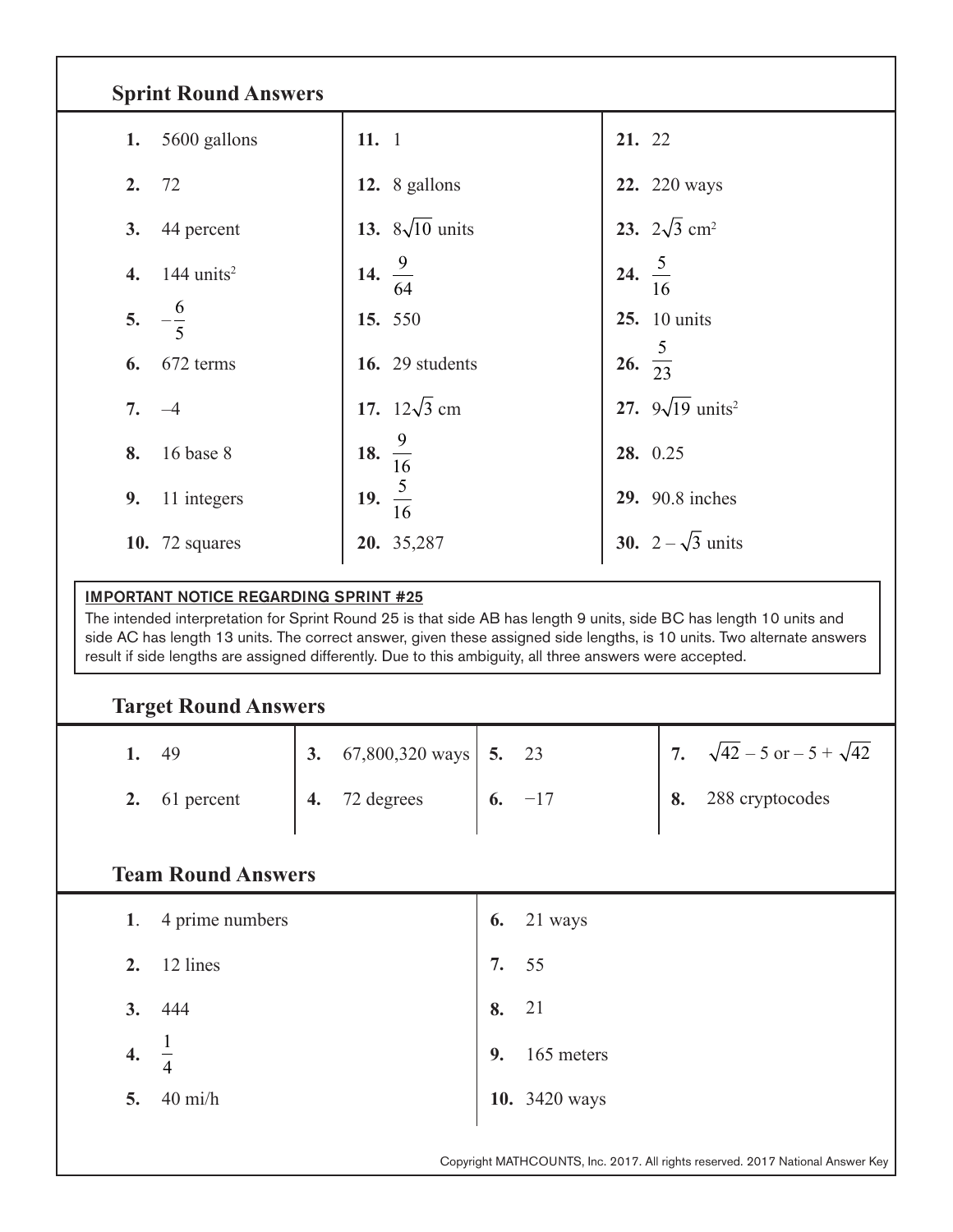## Sprint Round Answers

| | | |
|---|---|---|
| **1.** 5600 gallons | **11.** 1 | **21.** 22 |
| **2.** 72 | **12.** 8 gallons | **22.** 220 ways |
| **3.** 44 percent | **13.** $8\sqrt{10}$ units | **23.** $2\sqrt{3}$ cm$^2$ |
| **4.** 144 units$^2$ | **14.** $\frac{9}{64}$ | **24.** $\frac{5}{16}$ |
| **5.** $-\frac{6}{5}$ | **15.** 550 | **25.** 10 units |
| **6.** 672 terms | **16.** 29 students | **26.** $\frac{5}{23}$ |
| **7.** –4 | **17.** $12\sqrt{3}$ cm | **27.** $9\sqrt{19}$ units$^2$ |
| **8.** 16 base 8 | **18.** $\frac{9}{16}$ | **28.** 0.25 |
| **9.** 11 integers | **19.** $\frac{5}{16}$ | **29.** 90.8 inches |
| **10.** 72 squares | **20.** 35,287 | **30.** $2 - \sqrt{3}$ units |

**IMPORTANT NOTICE REGARDING SPRINT #25**

The intended interpretation for Sprint Round 25 is that side AB has length 9 units, side BC has length 10 units and side AC has length 13 units. The correct answer, given these assigned side lengths, is 10 units. Two alternate answers result if side lengths are assigned differently. Due to this ambiguity, all three answers were accepted.

## Target Round Answers

| | | | |
|---|---|---|---|
| **1.** 49 | **3.** 67,800,320 ways | **5.** 23 | **7.** $\sqrt{42} - 5$ or $-5 + \sqrt{42}$ |
| **2.** 61 percent | **4.** 72 degrees | **6.** −17 | **8.** 288 cryptocodes |

## Team Round Answers

| | |
|---|---|
| **1.** 4 prime numbers | **6.** 21 ways |
| **2.** 12 lines | **7.** 55 |
| **3.** 444 | **8.** 21 |
| **4.** $\frac{1}{4}$ | **9.** 165 meters |
| **5.** 40 mi/h | **10.** 3420 ways |

Copyright MATHCOUNTS, Inc. 2017. All rights reserved. 2017 National Answer Key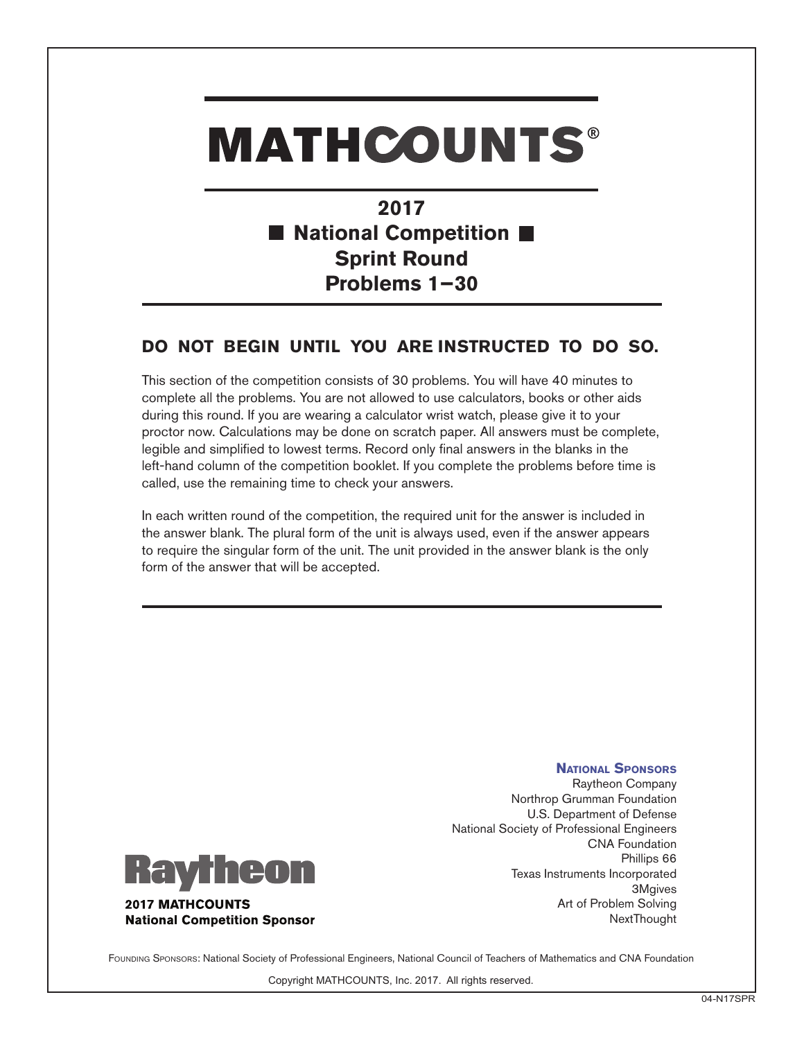# MATHCOUNTS®

## 2017
## National Competition
## Sprint Round
## Problems 1–30

**DO NOT BEGIN UNTIL YOU ARE INSTRUCTED TO DO SO.**

This section of the competition consists of 30 problems. You will have 40 minutes to complete all the problems. You are not allowed to use calculators, books or other aids during this round. If you are wearing a calculator wrist watch, please give it to your proctor now. Calculations may be done on scratch paper. All answers must be complete, legible and simplified to lowest terms. Record only final answers in the blanks in the left-hand column of the competition booklet. If you complete the problems before time is called, use the remaining time to check your answers.

In each written round of the competition, the required unit for the answer is included in the answer blank. The plural form of the unit is always used, even if the answer appears to require the singular form of the unit. The unit provided in the answer blank is the only form of the answer that will be accepted.

Raytheon

**2017 MATHCOUNTS**
**National Competition Sponsor**

**National Sponsors**
Raytheon Company
Northrop Grumman Foundation
U.S. Department of Defense
National Society of Professional Engineers
CNA Foundation
Phillips 66
Texas Instruments Incorporated
3Mgives
Art of Problem Solving
NextThought

Founding Sponsors: National Society of Professional Engineers, National Council of Teachers of Mathematics and CNA Foundation

Copyright MATHCOUNTS, Inc. 2017. All rights reserved.

04-N17SPR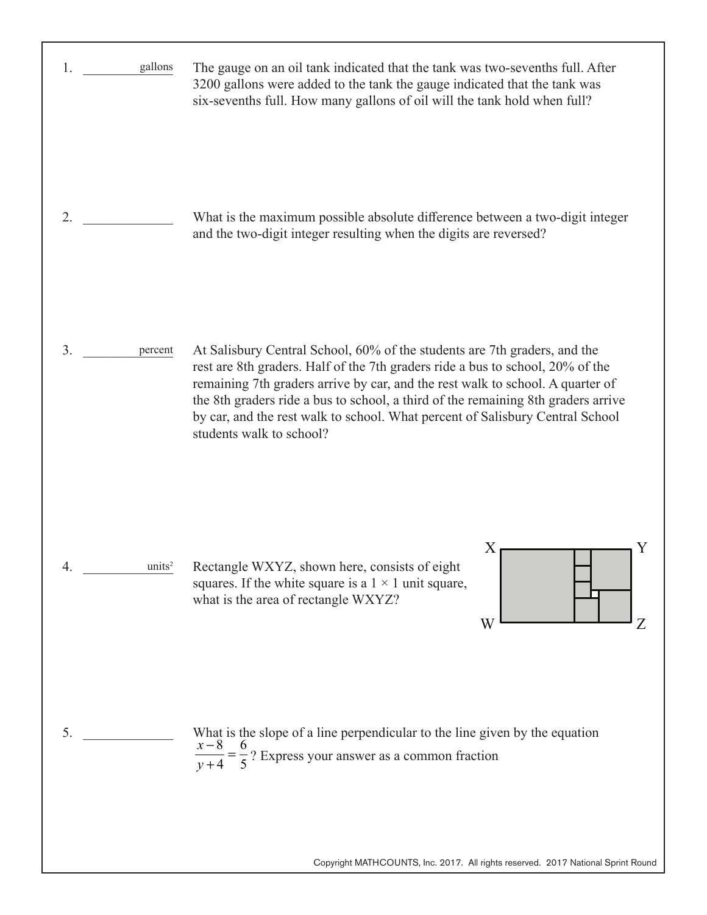1. ____________ gallons

The gauge on an oil tank indicated that the tank was two-sevenths full. After 3200 gallons were added to the tank the gauge indicated that the tank was six-sevenths full. How many gallons of oil will the tank hold when full?

2. ____________

What is the maximum possible absolute difference between a two-digit integer and the two-digit integer resulting when the digits are reversed?

3. ____________ percent

At Salisbury Central School, 60% of the students are 7th graders, and the rest are 8th graders. Half of the 7th graders ride a bus to school, 20% of the remaining 7th graders arrive by car, and the rest walk to school. A quarter of the 8th graders ride a bus to school, a third of the remaining 8th graders arrive by car, and the rest walk to school. What percent of Salisbury Central School students walk to school?

4. ____________ units²

Rectangle WXYZ, shown here, consists of eight squares. If the white square is a $1 \times 1$ unit square, what is the area of rectangle WXYZ?

5. ____________

What is the slope of a line perpendicular to the line given by the equation $\frac{x-8}{y+4} = \frac{6}{5}$? Express your answer as a common fraction

Copyright MATHCOUNTS, Inc. 2017. All rights reserved. 2017 National Sprint Round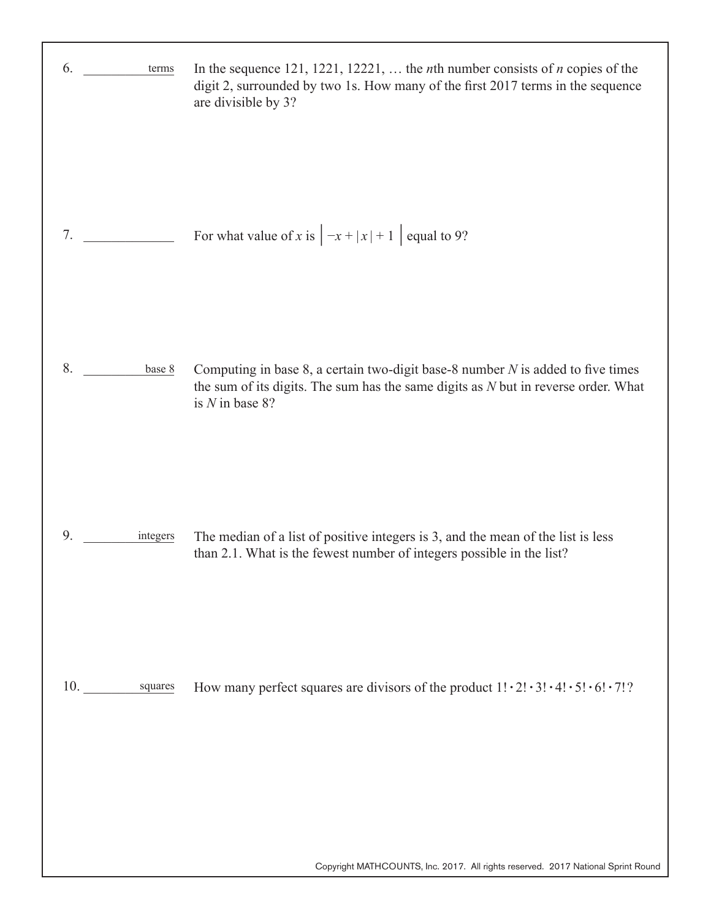6. __________ terms

In the sequence 121, 1221, 12221, … the $n$th number consists of $n$ copies of the digit 2, surrounded by two 1s. How many of the first 2017 terms in the sequence are divisible by 3?

7. __________

For what value of $x$ is $\left| -x + |x| + 1 \right|$ equal to 9?

8. __________ base 8

Computing in base 8, a certain two-digit base-8 number $N$ is added to five times the sum of its digits. The sum has the same digits as $N$ but in reverse order. What is $N$ in base 8?

9. __________ integers

The median of a list of positive integers is 3, and the mean of the list is less than 2.1. What is the fewest number of integers possible in the list?

10. __________ squares

How many perfect squares are divisors of the product $1! \cdot 2! \cdot 3! \cdot 4! \cdot 5! \cdot 6! \cdot 7!$?

Copyright MATHCOUNTS, Inc. 2017. All rights reserved. 2017 National Sprint Round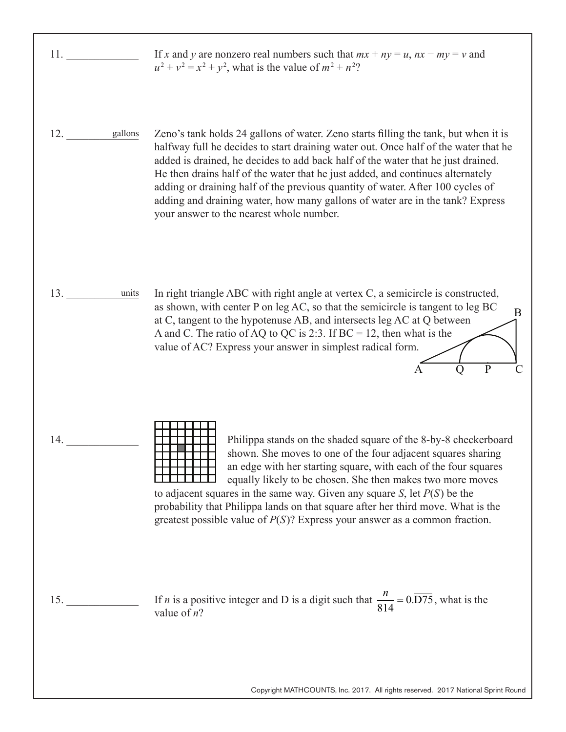11. _____________ If $x$ and $y$ are nonzero real numbers such that $mx + ny = u$, $nx - my = v$ and $u^2 + v^2 = x^2 + y^2$, what is the value of $m^2 + n^2$?

12. _________ gallons Zeno's tank holds 24 gallons of water. Zeno starts filling the tank, but when it is halfway full he decides to start draining water out. Once half of the water that he added is drained, he decides to add back half of the water that he just drained. He then drains half of the water that he just added, and continues alternately adding or draining half of the previous quantity of water. After 100 cycles of adding and draining water, how many gallons of water are in the tank? Express your answer to the nearest whole number.

13. _________ units In right triangle ABC with right angle at vertex C, a semicircle is constructed, as shown, with center P on leg AC, so that the semicircle is tangent to leg BC at C, tangent to the hypotenuse AB, and intersects leg AC at Q between A and C. The ratio of AQ to QC is 2:3. If BC = 12, then what is the value of AC? Express your answer in simplest radical form.

14. _____________ Philippa stands on the shaded square of the 8-by-8 checkerboard shown. She moves to one of the four adjacent squares sharing an edge with her starting square, with each of the four squares equally likely to be chosen. She then makes two more moves to adjacent squares in the same way. Given any square $S$, let $P(S)$ be the probability that Philippa lands on that square after her third move. What is the greatest possible value of $P(S)$? Express your answer as a common fraction.

15. _____________ If $n$ is a positive integer and D is a digit such that $\frac{n}{814} = 0.\overline{D75}$, what is the value of $n$?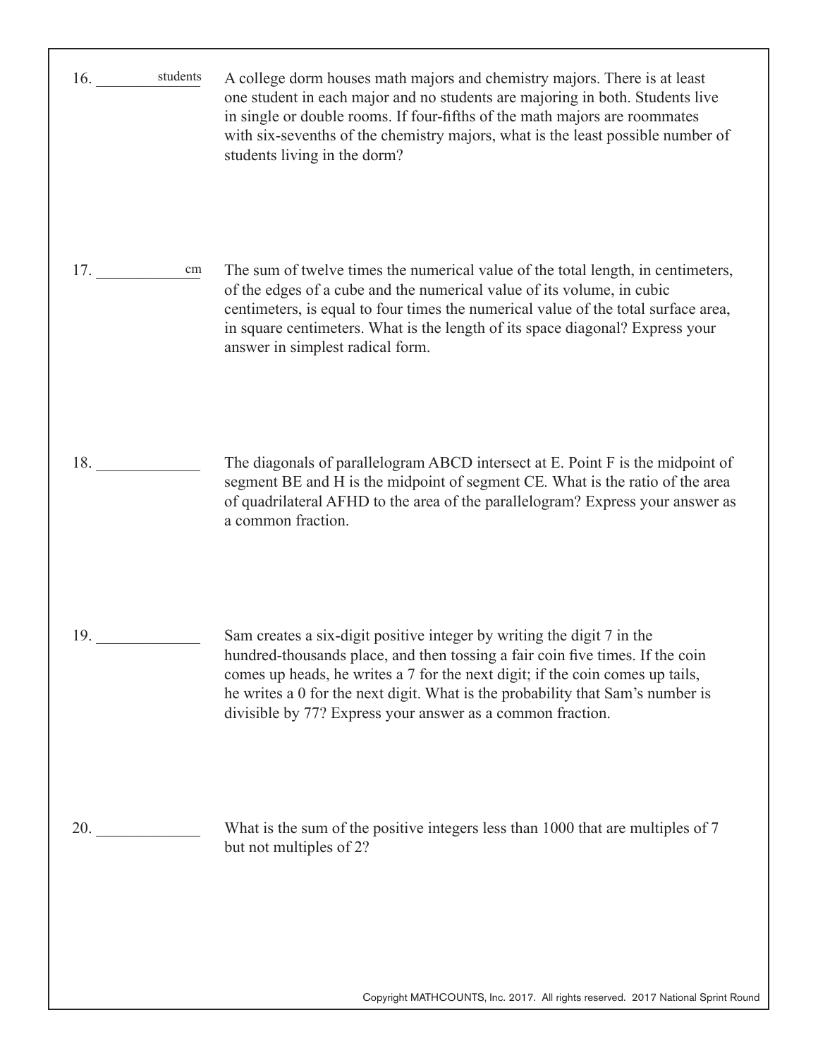16. __________ students

A college dorm houses math majors and chemistry majors. There is at least one student in each major and no students are majoring in both. Students live in single or double rooms. If four-fifths of the math majors are roommates with six-sevenths of the chemistry majors, what is the least possible number of students living in the dorm?

17. __________ cm

The sum of twelve times the numerical value of the total length, in centimeters, of the edges of a cube and the numerical value of its volume, in cubic centimeters, is equal to four times the numerical value of the total surface area, in square centimeters. What is the length of its space diagonal? Express your answer in simplest radical form.

18. __________

The diagonals of parallelogram ABCD intersect at E. Point F is the midpoint of segment BE and H is the midpoint of segment CE. What is the ratio of the area of quadrilateral AFHD to the area of the parallelogram? Express your answer as a common fraction.

19. __________

Sam creates a six-digit positive integer by writing the digit 7 in the hundred-thousands place, and then tossing a fair coin five times. If the coin comes up heads, he writes a 7 for the next digit; if the coin comes up tails, he writes a 0 for the next digit. What is the probability that Sam's number is divisible by 77? Express your answer as a common fraction.

20. __________

What is the sum of the positive integers less than 1000 that are multiples of 7 but not multiples of 2?

Copyright MATHCOUNTS, Inc. 2017. All rights reserved. 2017 National Sprint Round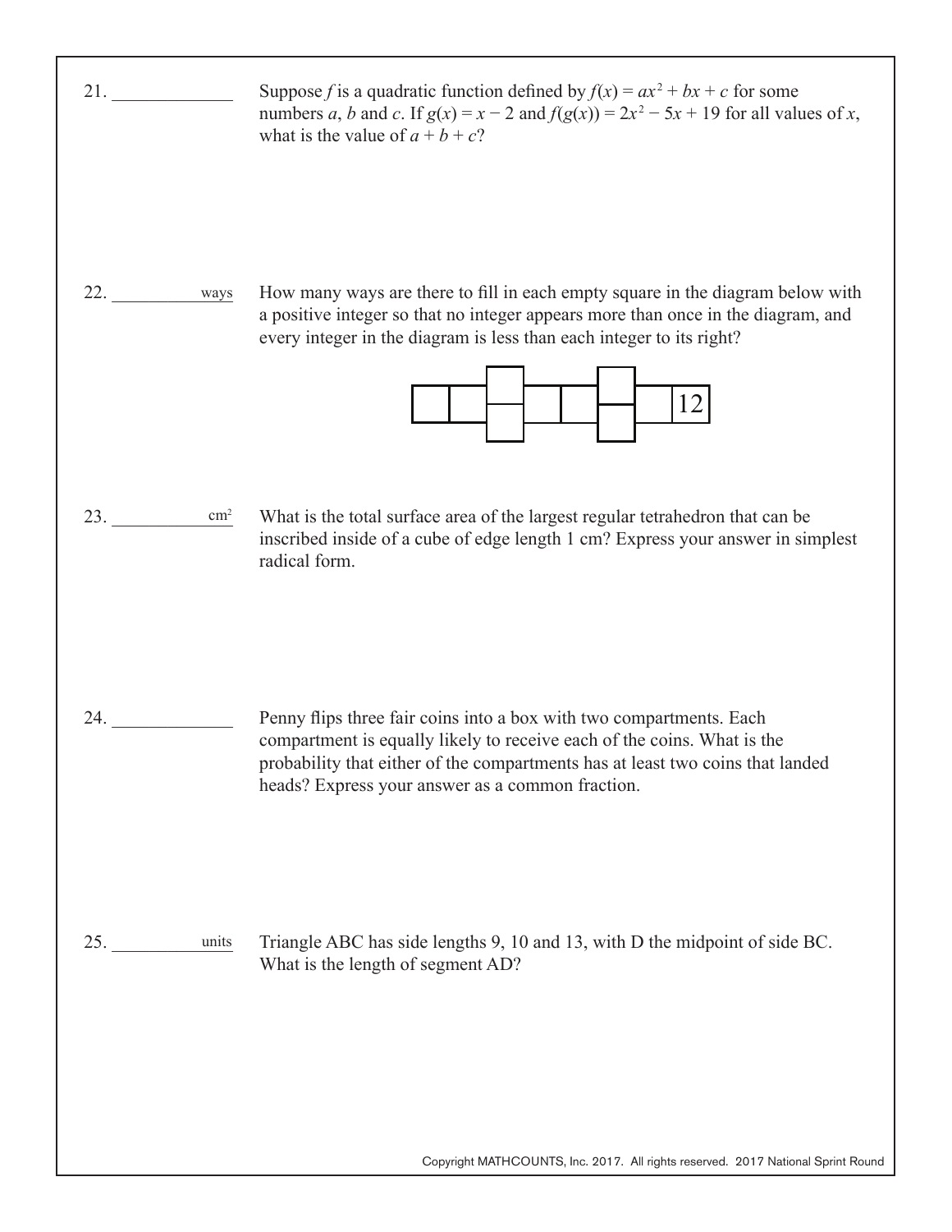21. _____________ Suppose $f$ is a quadratic function defined by $f(x) = ax^2 + bx + c$ for some numbers $a$, $b$ and $c$. If $g(x) = x - 2$ and $f(g(x)) = 2x^2 - 5x + 19$ for all values of $x$, what is the value of $a + b + c$?

22. ___________ ways How many ways are there to fill in each empty square in the diagram below with a positive integer so that no integer appears more than once in the diagram, and every integer in the diagram is less than each integer to its right?

| | | | | | | | 12 |
|---|---|---|---|---|---|---|---|

23. ___________ $cm^2$ What is the total surface area of the largest regular tetrahedron that can be inscribed inside of a cube of edge length 1 cm? Express your answer in simplest radical form.

24. _____________ Penny flips three fair coins into a box with two compartments. Each compartment is equally likely to receive each of the coins. What is the probability that either of the compartments has at least two coins that landed heads? Express your answer as a common fraction.

25. ___________ units Triangle ABC has side lengths 9, 10 and 13, with D the midpoint of side BC. What is the length of segment AD?

Copyright MATHCOUNTS, Inc. 2017. All rights reserved. 2017 National Sprint Round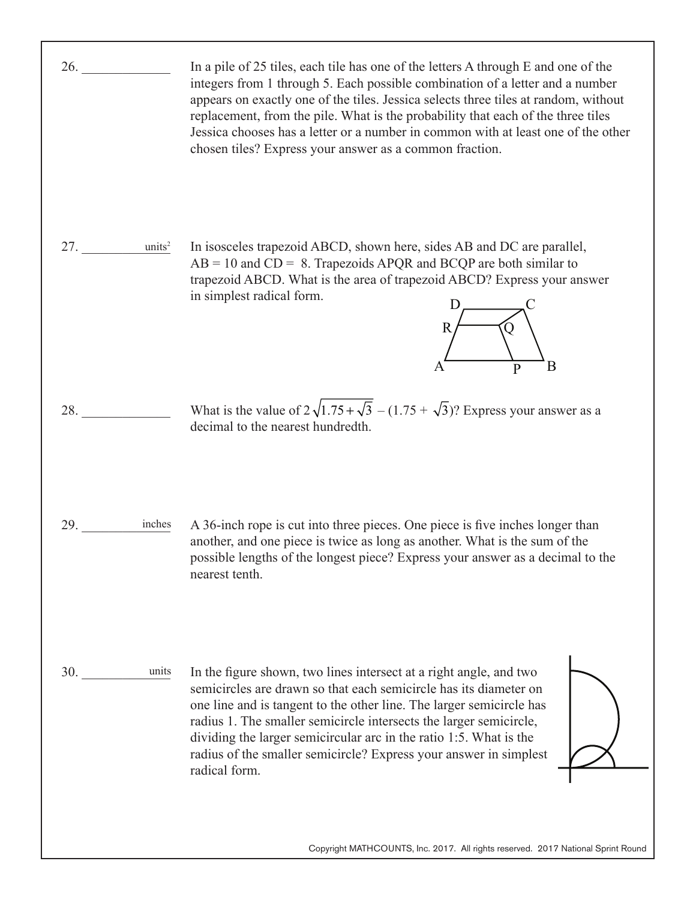26. _____________ In a pile of 25 tiles, each tile has one of the letters A through E and one of the integers from 1 through 5. Each possible combination of a letter and a number appears on exactly one of the tiles. Jessica selects three tiles at random, without replacement, from the pile. What is the probability that each of the three tiles Jessica chooses has a letter or a number in common with at least one of the other chosen tiles? Express your answer as a common fraction.

27. _____________ units$^2$ In isosceles trapezoid ABCD, shown here, sides AB and DC are parallel, AB = 10 and CD = 8. Trapezoids APQR and BCQP are both similar to trapezoid ABCD. What is the area of trapezoid ABCD? Express your answer in simplest radical form.

28. _____________ What is the value of $2\sqrt{1.75+\sqrt{3}} - (1.75 + \sqrt{3})$? Express your answer as a decimal to the nearest hundredth.

29. _____________ inches A 36-inch rope is cut into three pieces. One piece is five inches longer than another, and one piece is twice as long as another. What is the sum of the possible lengths of the longest piece? Express your answer as a decimal to the nearest tenth.

30. _____________ units In the figure shown, two lines intersect at a right angle, and two semicircles are drawn so that each semicircle has its diameter on one line and is tangent to the other line. The larger semicircle has radius 1. The smaller semicircle intersects the larger semicircle, dividing the larger semicircular arc in the ratio 1:5. What is the radius of the smaller semicircle? Express your answer in simplest radical form.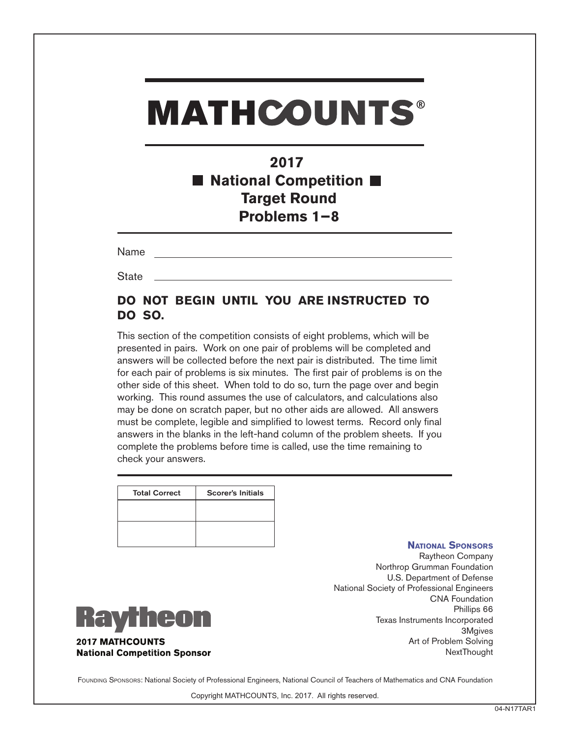# MATHCOUNTS®

## 2017
## National Competition
## Target Round
## Problems 1–8

Name ____________________________________________

State ____________________________________________

**DO NOT BEGIN UNTIL YOU ARE INSTRUCTED TO DO SO.**

This section of the competition consists of eight problems, which will be presented in pairs. Work on one pair of problems will be completed and answers will be collected before the next pair is distributed. The time limit for each pair of problems is six minutes. The first pair of problems is on the other side of this sheet. When told to do so, turn the page over and begin working. This round assumes the use of calculators, and calculations also may be done on scratch paper, but no other aids are allowed. All answers must be complete, legible and simplified to lowest terms. Record only final answers in the blanks in the left-hand column of the problem sheets. If you complete the problems before time is called, use the time remaining to check your answers.

| Total Correct | Scorer's Initials |
|---|---|
| | |
| | |

**National Sponsors**

Raytheon Company
Northrop Grumman Foundation
U.S. Department of Defense
National Society of Professional Engineers
CNA Foundation
Phillips 66
Texas Instruments Incorporated
3Mgives
Art of Problem Solving
NextThought

Raytheon

**2017 MATHCOUNTS National Competition Sponsor**

Founding Sponsors: National Society of Professional Engineers, National Council of Teachers of Mathematics and CNA Foundation

Copyright MATHCOUNTS, Inc. 2017. All rights reserved.

04-N17TAR1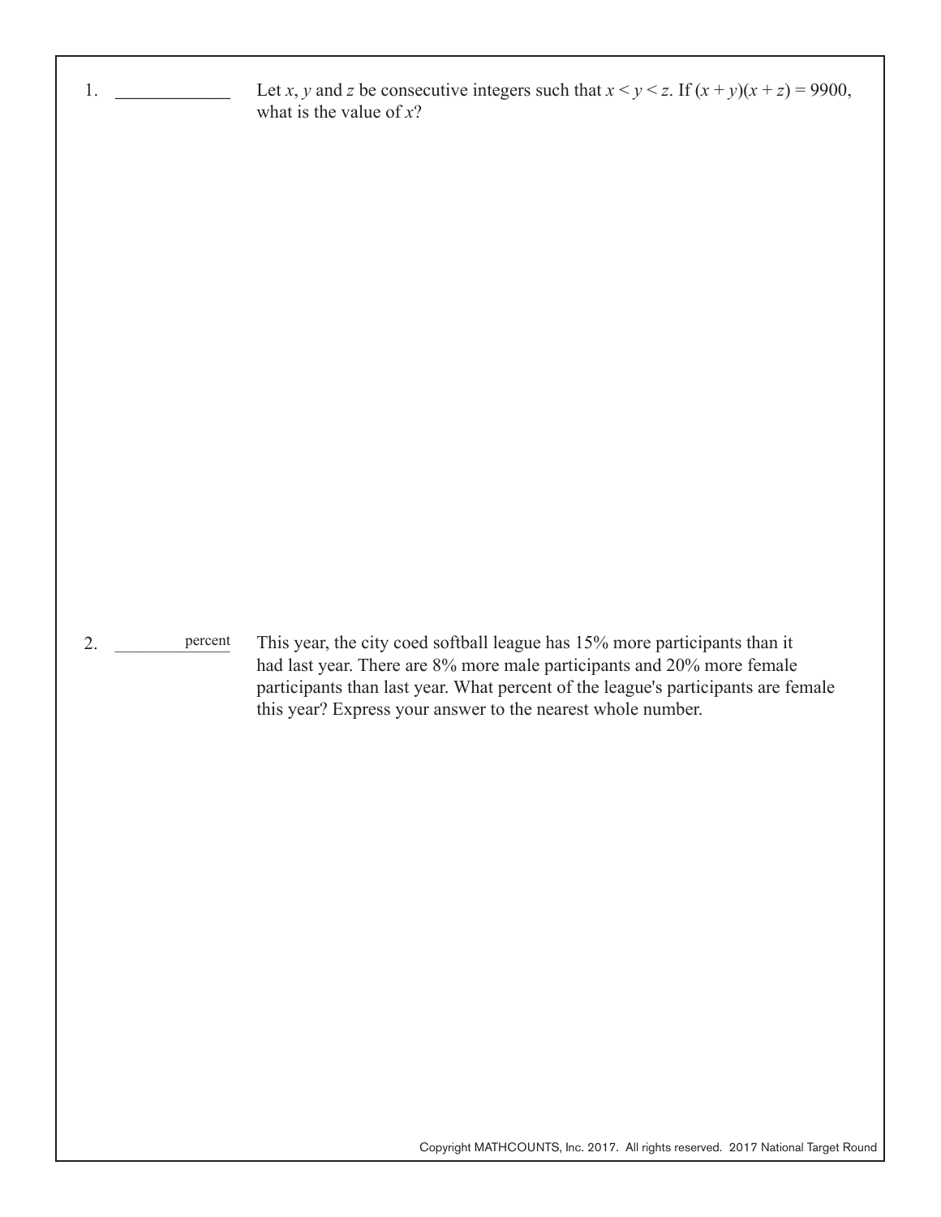1. ____________ Let $x$, $y$ and $z$ be consecutive integers such that $x < y < z$. If $(x + y)(x + z) = 9900$, what is the value of $x$?

2. ____________ percent This year, the city coed softball league has 15% more participants than it had last year. There are 8% more male participants and 20% more female participants than last year. What percent of the league's participants are female this year? Express your answer to the nearest whole number.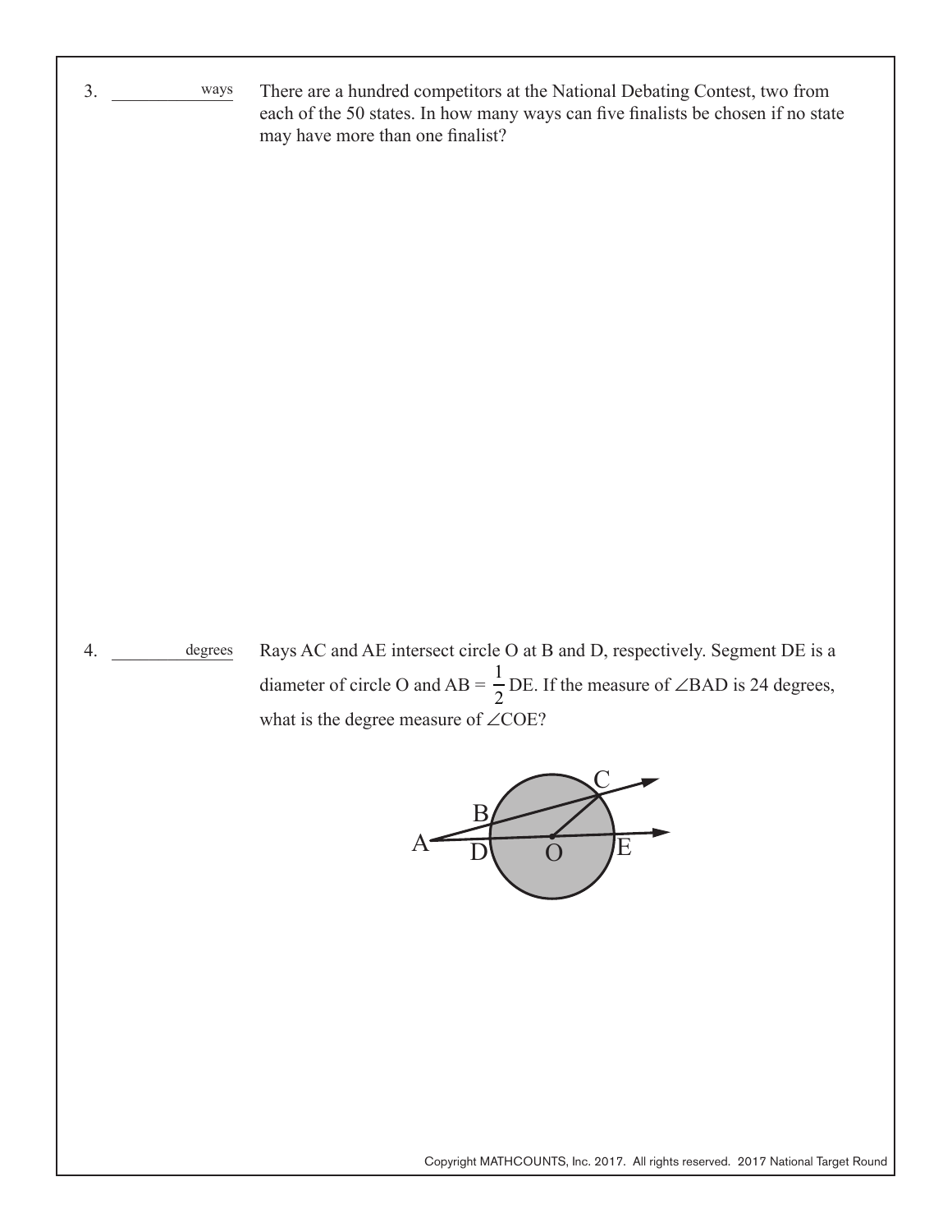3. ____________ ways

There are a hundred competitors at the National Debating Contest, two from each of the 50 states. In how many ways can five finalists be chosen if no state may have more than one finalist?

4. ____________ degrees

Rays AC and AE intersect circle O at B and D, respectively. Segment DE is a diameter of circle O and AB = $\frac{1}{2}$ DE. If the measure of $\angle BAD$ is 24 degrees, what is the degree measure of $\angle COE$?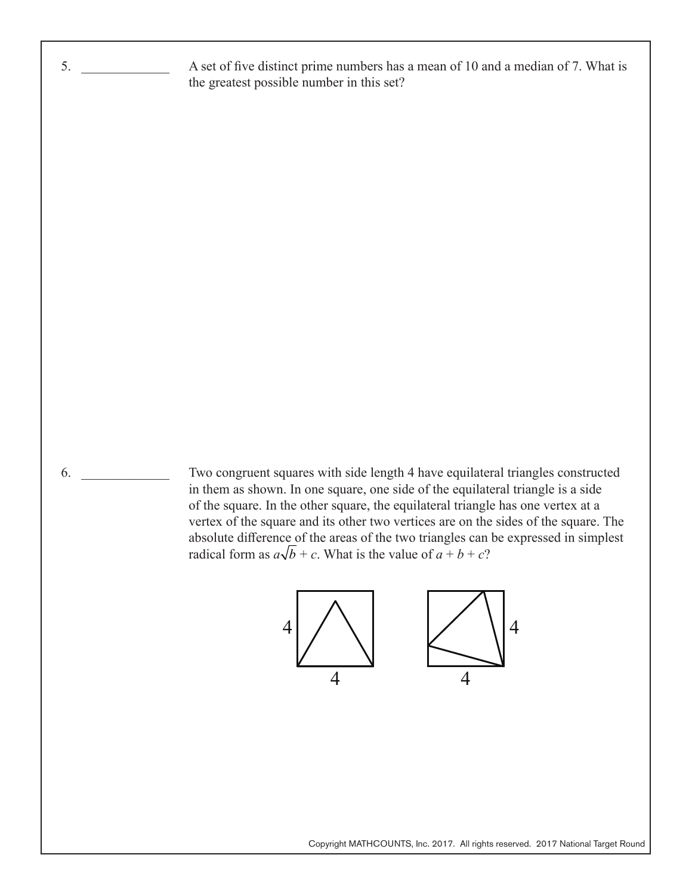5. _____________ A set of five distinct prime numbers has a mean of 10 and a median of 7. What is the greatest possible number in this set?

6. _____________ Two congruent squares with side length 4 have equilateral triangles constructed in them as shown. In one square, one side of the equilateral triangle is a side of the square. In the other square, the equilateral triangle has one vertex at a vertex of the square and its other two vertices are on the sides of the square. The absolute difference of the areas of the two triangles can be expressed in simplest radical form as $a\sqrt{b} + c$. What is the value of $a + b + c$?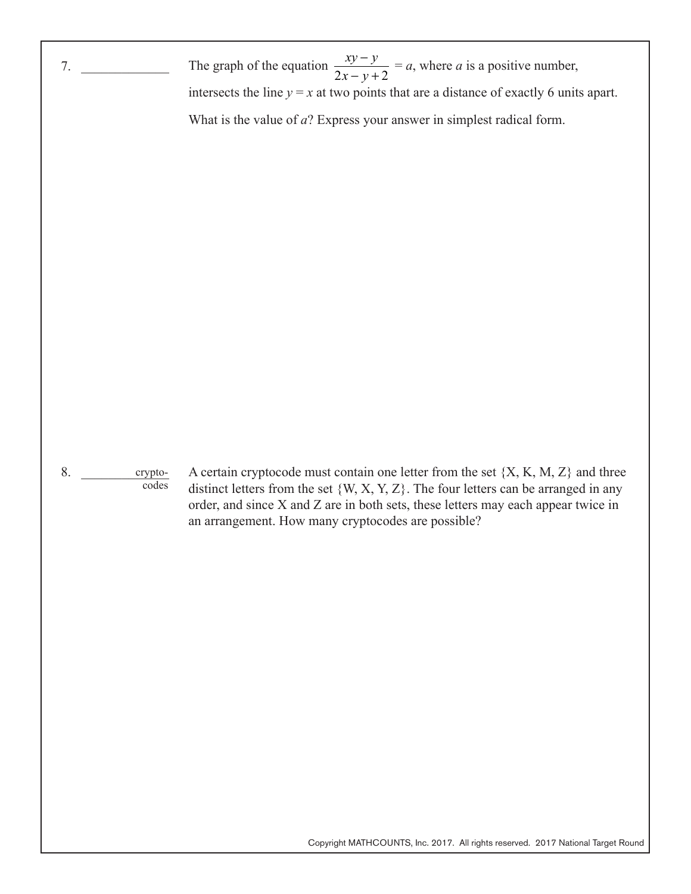7. \_\_\_\_\_\_\_\_\_\_\_\_

The graph of the equation $\dfrac{xy - y}{2x - y + 2} = a$, where $a$ is a positive number, intersects the line $y = x$ at two points that are a distance of exactly 6 units apart. What is the value of $a$? Express your answer in simplest radical form.

8. \_\_\_\_\_\_\_\_\_\_\_\_ crypto-codes

A certain cryptocode must contain one letter from the set {X, K, M, Z} and three distinct letters from the set {W, X, Y, Z}. The four letters can be arranged in any order, and since X and Z are in both sets, these letters may each appear twice in an arrangement. How many cryptocodes are possible?

Copyright MATHCOUNTS, Inc. 2017. All rights reserved. 2017 National Target Round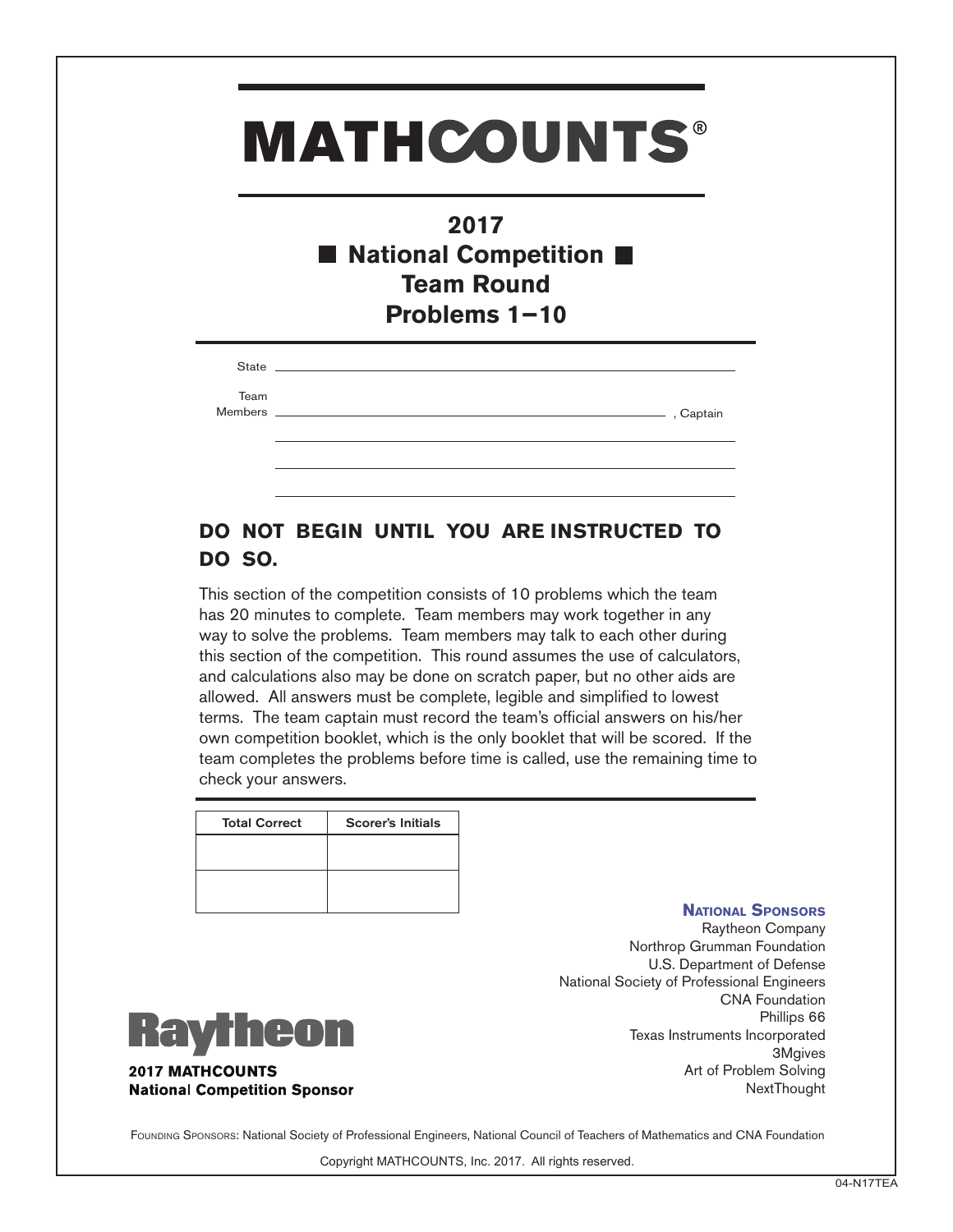# MATHCOUNTS®

## 2017
## ■ National Competition ■
## Team Round
## Problems 1−10

State ______________________________________________

Team Members ______________________________________, Captain

______________________________________________

______________________________________________

______________________________________________

**DO NOT BEGIN UNTIL YOU ARE INSTRUCTED TO DO SO.**

This section of the competition consists of 10 problems which the team has 20 minutes to complete. Team members may work together in any way to solve the problems. Team members may talk to each other during this section of the competition. This round assumes the use of calculators, and calculations also may be done on scratch paper, but no other aids are allowed. All answers must be complete, legible and simplified to lowest terms. The team captain must record the team's official answers on his/her own competition booklet, which is the only booklet that will be scored. If the team completes the problems before time is called, use the remaining time to check your answers.

| Total Correct | Scorer's Initials |
|---|---|
| | |
| | |

**National Sponsors**

Raytheon Company
Northrop Grumman Foundation
U.S. Department of Defense
National Society of Professional Engineers
CNA Foundation
Phillips 66
Texas Instruments Incorporated
3Mgives
Art of Problem Solving
NextThought

Raytheon

**2017 MATHCOUNTS National Competition Sponsor**

Founding Sponsors: National Society of Professional Engineers, National Council of Teachers of Mathematics and CNA Foundation

Copyright MATHCOUNTS, Inc. 2017. All rights reserved.

04-N17TEA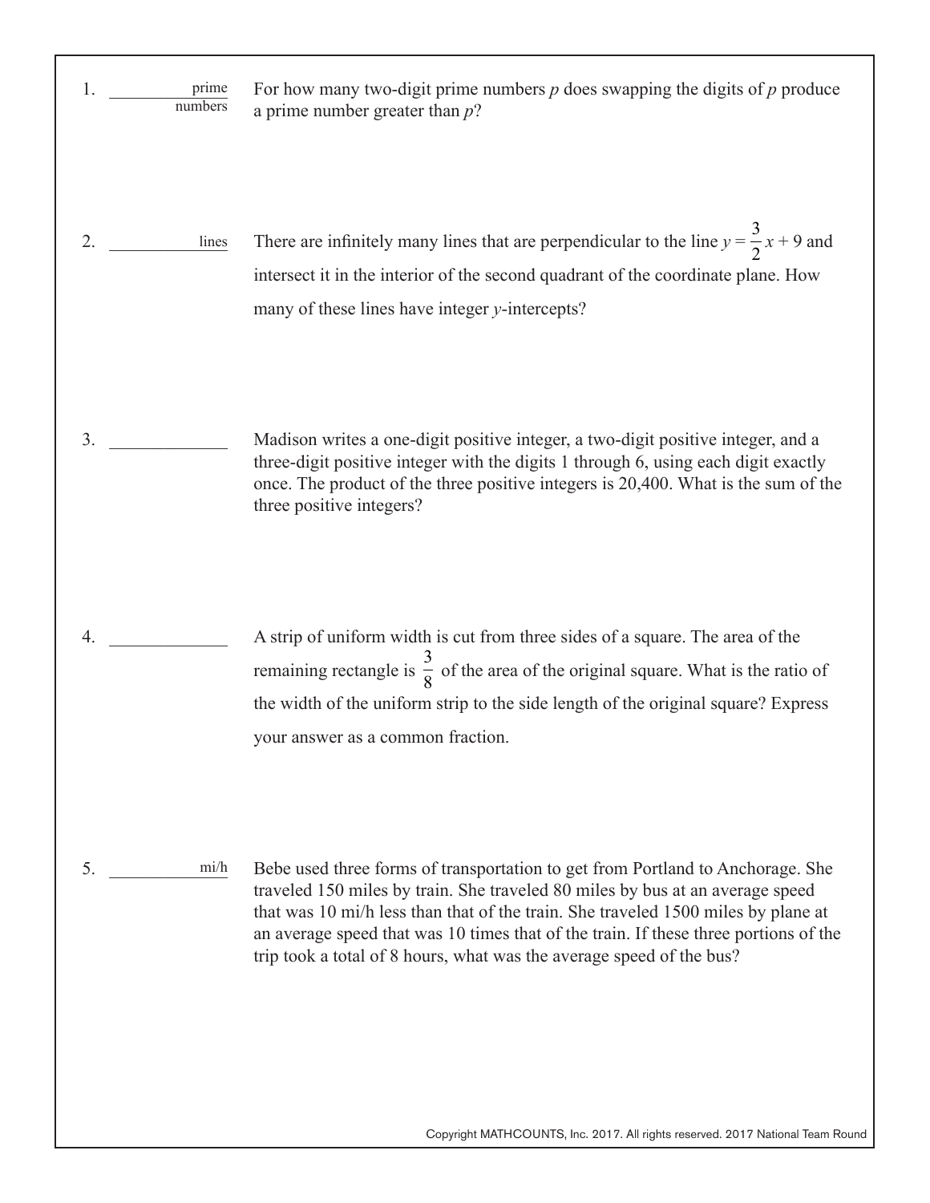1. ____________ prime numbers

For how many two-digit prime numbers $p$ does swapping the digits of $p$ produce a prime number greater than $p$?

2. ____________ lines

There are infinitely many lines that are perpendicular to the line $y = \frac{3}{2}x + 9$ and intersect it in the interior of the second quadrant of the coordinate plane. How many of these lines have integer $y$-intercepts?

3. ____________

Madison writes a one-digit positive integer, a two-digit positive integer, and a three-digit positive integer with the digits 1 through 6, using each digit exactly once. The product of the three positive integers is 20,400. What is the sum of the three positive integers?

4. ____________

A strip of uniform width is cut from three sides of a square. The area of the remaining rectangle is $\frac{3}{8}$ of the area of the original square. What is the ratio of the width of the uniform strip to the side length of the original square? Express your answer as a common fraction.

5. ____________ mi/h

Bebe used three forms of transportation to get from Portland to Anchorage. She traveled 150 miles by train. She traveled 80 miles by bus at an average speed that was 10 mi/h less than that of the train. She traveled 1500 miles by plane at an average speed that was 10 times that of the train. If these three portions of the trip took a total of 8 hours, what was the average speed of the bus?

Copyright MATHCOUNTS, Inc. 2017. All rights reserved. 2017 National Team Round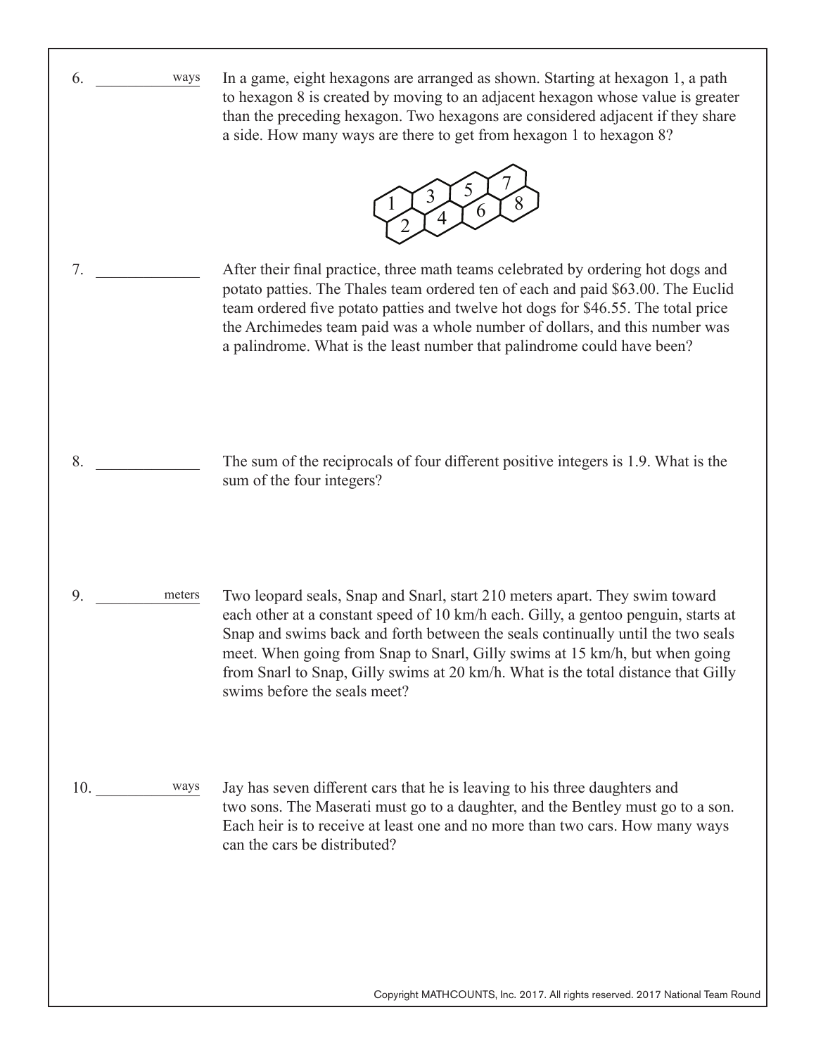6. ____________ ways

In a game, eight hexagons are arranged as shown. Starting at hexagon 1, a path to hexagon 8 is created by moving to an adjacent hexagon whose value is greater than the preceding hexagon. Two hexagons are considered adjacent if they share a side. How many ways are there to get from hexagon 1 to hexagon 8?

1 3 5 7
2 4 6 8

7. ____________

After their final practice, three math teams celebrated by ordering hot dogs and potato patties. The Thales team ordered ten of each and paid \$63.00. The Euclid team ordered five potato patties and twelve hot dogs for \$46.55. The total price the Archimedes team paid was a whole number of dollars, and this number was a palindrome. What is the least number that palindrome could have been?

8. ____________

The sum of the reciprocals of four different positive integers is 1.9. What is the sum of the four integers?

9. ____________ meters

Two leopard seals, Snap and Snarl, start 210 meters apart. They swim toward each other at a constant speed of 10 km/h each. Gilly, a gentoo penguin, starts at Snap and swims back and forth between the seals continually until the two seals meet. When going from Snap to Snarl, Gilly swims at 15 km/h, but when going from Snarl to Snap, Gilly swims at 20 km/h. What is the total distance that Gilly swims before the seals meet?

10. ____________ ways

Jay has seven different cars that he is leaving to his three daughters and two sons. The Maserati must go to a daughter, and the Bentley must go to a son. Each heir is to receive at least one and no more than two cars. How many ways can the cars be distributed?

Copyright MATHCOUNTS, Inc. 2017. All rights reserved. 2017 National Team Round